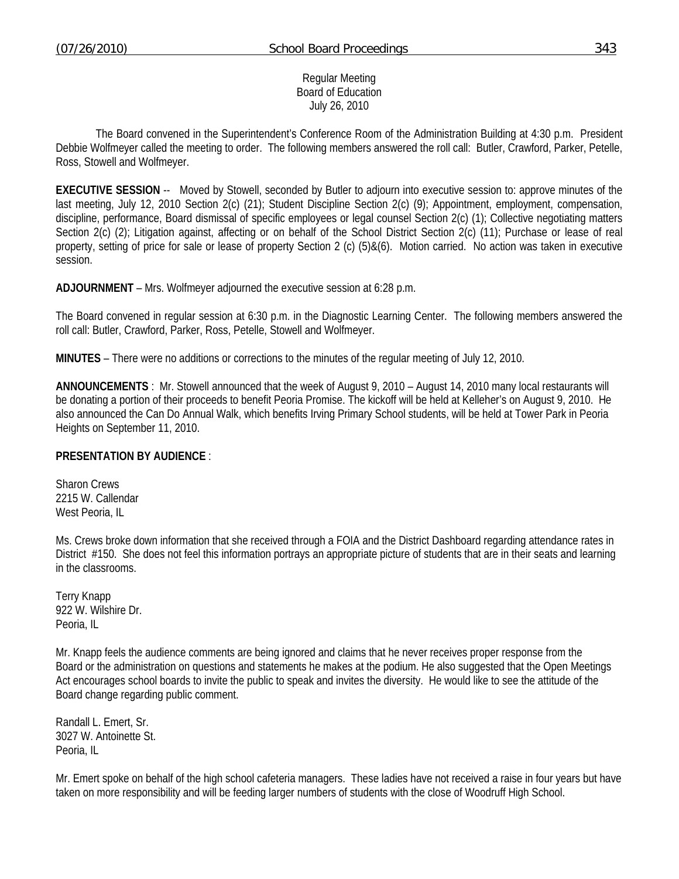Regular Meeting
Board of Education
July 26, 2010

The Board convened in the Superintendent's Conference Room of the Administration Building at 4:30 p.m. President Debbie Wolfmeyer called the meeting to order. The following members answered the roll call: Butler, Crawford, Parker, Petelle, Ross, Stowell and Wolfmeyer.

**EXECUTIVE SESSION** -- Moved by Stowell, seconded by Butler to adjourn into executive session to: approve minutes of the last meeting, July 12, 2010 Section 2(c) (21); Student Discipline Section 2(c) (9); Appointment, employment, compensation, discipline, performance, Board dismissal of specific employees or legal counsel Section 2(c) (1); Collective negotiating matters Section 2(c) (2); Litigation against, affecting or on behalf of the School District Section 2(c) (11); Purchase or lease of real property, setting of price for sale or lease of property Section 2 (c) (5)&(6). Motion carried. No action was taken in executive session.

**ADJOURNMENT** – Mrs. Wolfmeyer adjourned the executive session at 6:28 p.m.

The Board convened in regular session at 6:30 p.m. in the Diagnostic Learning Center. The following members answered the roll call: Butler, Crawford, Parker, Ross, Petelle, Stowell and Wolfmeyer.

**MINUTES** – There were no additions or corrections to the minutes of the regular meeting of July 12, 2010.

**ANNOUNCEMENTS** : Mr. Stowell announced that the week of August 9, 2010 – August 14, 2010 many local restaurants will be donating a portion of their proceeds to benefit Peoria Promise. The kickoff will be held at Kelleher's on August 9, 2010. He also announced the Can Do Annual Walk, which benefits Irving Primary School students, will be held at Tower Park in Peoria Heights on September 11, 2010.

**PRESENTATION BY AUDIENCE** :

Sharon Crews
2215 W. Callendar
West Peoria, IL

Ms. Crews broke down information that she received through a FOIA and the District Dashboard regarding attendance rates in District #150. She does not feel this information portrays an appropriate picture of students that are in their seats and learning in the classrooms.

Terry Knapp
922 W. Wilshire Dr.
Peoria, IL

Mr. Knapp feels the audience comments are being ignored and claims that he never receives proper response from the Board or the administration on questions and statements he makes at the podium. He also suggested that the Open Meetings Act encourages school boards to invite the public to speak and invites the diversity. He would like to see the attitude of the Board change regarding public comment.

Randall L. Emert, Sr.
3027 W. Antoinette St.
Peoria, IL

Mr. Emert spoke on behalf of the high school cafeteria managers. These ladies have not received a raise in four years but have taken on more responsibility and will be feeding larger numbers of students with the close of Woodruff High School.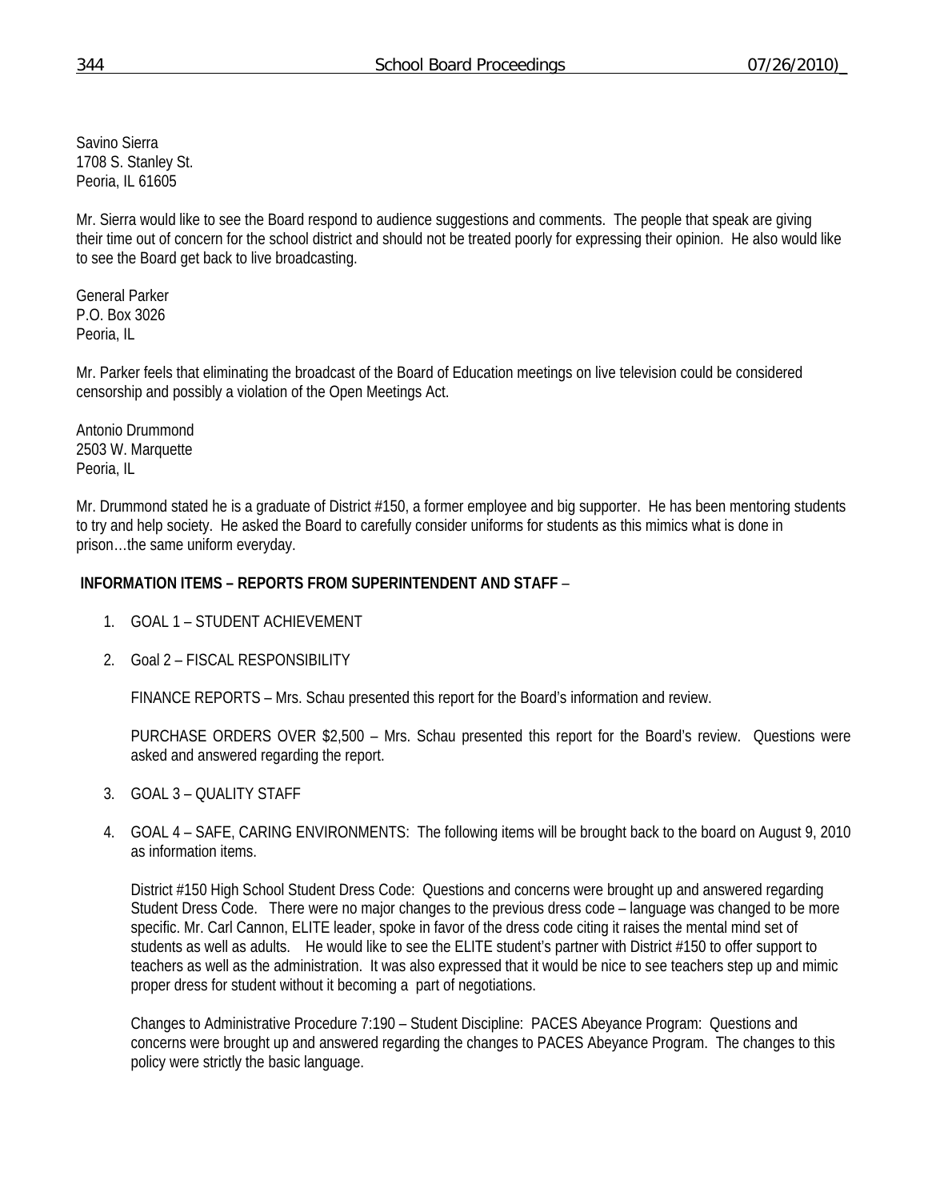Savino Sierra
1708 S. Stanley St.
Peoria, IL 61605

Mr. Sierra would like to see the Board respond to audience suggestions and comments. The people that speak are giving their time out of concern for the school district and should not be treated poorly for expressing their opinion. He also would like to see the Board get back to live broadcasting.

General Parker
P.O. Box 3026
Peoria, IL

Mr. Parker feels that eliminating the broadcast of the Board of Education meetings on live television could be considered censorship and possibly a violation of the Open Meetings Act.

Antonio Drummond
2503 W. Marquette
Peoria, IL

Mr. Drummond stated he is a graduate of District #150, a former employee and big supporter. He has been mentoring students to try and help society. He asked the Board to carefully consider uniforms for students as this mimics what is done in prison…the same uniform everyday.

**INFORMATION ITEMS – REPORTS FROM SUPERINTENDENT AND STAFF** –

1. GOAL 1 – STUDENT ACHIEVEMENT

2. Goal 2 – FISCAL RESPONSIBILITY

   FINANCE REPORTS – Mrs. Schau presented this report for the Board's information and review.

   PURCHASE ORDERS OVER $2,500 – Mrs. Schau presented this report for the Board's review. Questions were asked and answered regarding the report.

3. GOAL 3 – QUALITY STAFF

4. GOAL 4 – SAFE, CARING ENVIRONMENTS: The following items will be brought back to the board on August 9, 2010 as information items.

   District #150 High School Student Dress Code: Questions and concerns were brought up and answered regarding Student Dress Code. There were no major changes to the previous dress code – language was changed to be more specific. Mr. Carl Cannon, ELITE leader, spoke in favor of the dress code citing it raises the mental mind set of students as well as adults. He would like to see the ELITE student's partner with District #150 to offer support to teachers as well as the administration. It was also expressed that it would be nice to see teachers step up and mimic proper dress for student without it becoming a part of negotiations.

   Changes to Administrative Procedure 7:190 – Student Discipline: PACES Abeyance Program: Questions and concerns were brought up and answered regarding the changes to PACES Abeyance Program. The changes to this policy were strictly the basic language.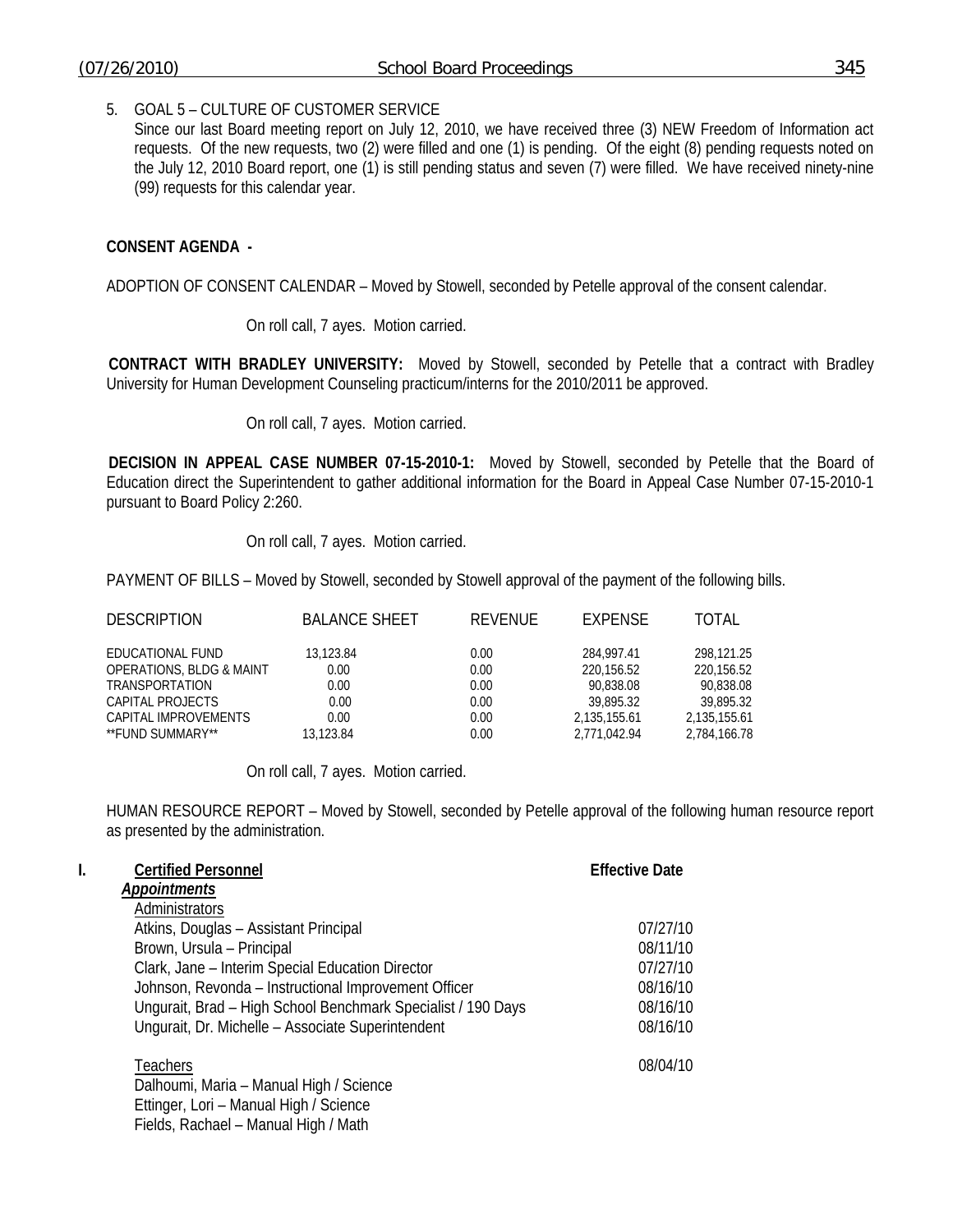5. GOAL 5 – CULTURE OF CUSTOMER SERVICE
   Since our last Board meeting report on July 12, 2010, we have received three (3) NEW Freedom of Information act requests. Of the new requests, two (2) were filled and one (1) is pending. Of the eight (8) pending requests noted on the July 12, 2010 Board report, one (1) is still pending status and seven (7) were filled. We have received ninety-nine (99) requests for this calendar year.

**CONSENT AGENDA -**

ADOPTION OF CONSENT CALENDAR – Moved by Stowell, seconded by Petelle approval of the consent calendar.

On roll call, 7 ayes. Motion carried.

**CONTRACT WITH BRADLEY UNIVERSITY:** Moved by Stowell, seconded by Petelle that a contract with Bradley University for Human Development Counseling practicum/interns for the 2010/2011 be approved.

On roll call, 7 ayes. Motion carried.

**DECISION IN APPEAL CASE NUMBER 07-15-2010-1:** Moved by Stowell, seconded by Petelle that the Board of Education direct the Superintendent to gather additional information for the Board in Appeal Case Number 07-15-2010-1 pursuant to Board Policy 2:260.

On roll call, 7 ayes. Motion carried.

PAYMENT OF BILLS – Moved by Stowell, seconded by Stowell approval of the payment of the following bills.

| DESCRIPTION | BALANCE SHEET | REVENUE | EXPENSE | TOTAL |
|---|---|---|---|---|
| EDUCATIONAL FUND | 13,123.84 | 0.00 | 284,997.41 | 298,121.25 |
| OPERATIONS, BLDG & MAINT | 0.00 | 0.00 | 220,156.52 | 220,156.52 |
| TRANSPORTATION | 0.00 | 0.00 | 90,838.08 | 90,838.08 |
| CAPITAL PROJECTS | 0.00 | 0.00 | 39,895.32 | 39,895.32 |
| CAPITAL IMPROVEMENTS | 0.00 | 0.00 | 2,135,155.61 | 2,135,155.61 |
| **FUND SUMMARY** | 13,123.84 | 0.00 | 2,771,042.94 | 2,784,166.78 |

On roll call, 7 ayes. Motion carried.

HUMAN RESOURCE REPORT – Moved by Stowell, seconded by Petelle approval of the following human resource report as presented by the administration.

| I. **Certified Personnel** | **Effective Date** |
|---|---|
| ***Appointments*** | |
| Administrators | |
| Atkins, Douglas – Assistant Principal | 07/27/10 |
| Brown, Ursula – Principal | 08/11/10 |
| Clark, Jane – Interim Special Education Director | 07/27/10 |
| Johnson, Revonda – Instructional Improvement Officer | 08/16/10 |
| Ungurait, Brad – High School Benchmark Specialist / 190 Days | 08/16/10 |
| Ungurait, Dr. Michelle – Associate Superintendent | 08/16/10 |
| Teachers | 08/04/10 |
| Dalhoumi, Maria – Manual High / Science | |
| Ettinger, Lori – Manual High / Science | |
| Fields, Rachael – Manual High / Math | |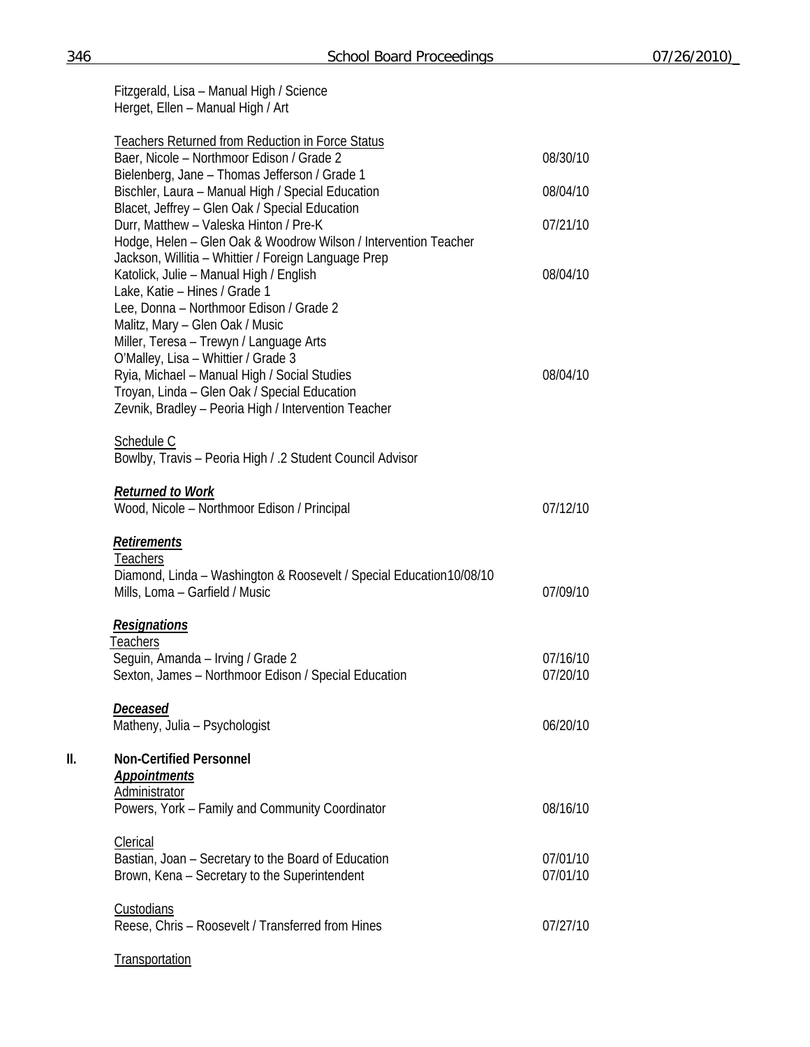Fitzgerald, Lisa – Manual High / Science
Herget, Ellen – Manual High / Art

Teachers Returned from Reduction in Force Status

| | |
|---|---|
| Baer, Nicole – Northmoor Edison / Grade 2 | 08/30/10 |
| Bielenberg, Jane – Thomas Jefferson / Grade 1 | |
| Bischler, Laura – Manual High / Special Education | 08/04/10 |
| Blacet, Jeffrey – Glen Oak / Special Education | |
| Durr, Matthew – Valeska Hinton / Pre-K | 07/21/10 |
| Hodge, Helen – Glen Oak & Woodrow Wilson / Intervention Teacher | |
| Jackson, Willitia – Whittier / Foreign Language Prep | |
| Katolick, Julie – Manual High / English | 08/04/10 |
| Lake, Katie – Hines / Grade 1 | |
| Lee, Donna – Northmoor Edison / Grade 2 | |
| Malitz, Mary – Glen Oak / Music | |
| Miller, Teresa – Trewyn / Language Arts | |
| O'Malley, Lisa – Whittier / Grade 3 | |
| Ryia, Michael – Manual High / Social Studies | 08/04/10 |
| Troyan, Linda – Glen Oak / Special Education | |
| Zevnik, Bradley – Peoria High / Intervention Teacher | |

Schedule C
Bowlby, Travis – Peoria High / .2 Student Council Advisor

***Returned to Work***

| | |
|---|---|
| Wood, Nicole – Northmoor Edison / Principal | 07/12/10 |

***Retirements***

Teachers

| | |
|---|---|
| Diamond, Linda – Washington & Roosevelt / Special Education | 10/08/10 |
| Mills, Loma – Garfield / Music | 07/09/10 |

***Resignations***

Teachers

| | |
|---|---|
| Seguin, Amanda – Irving / Grade 2 | 07/16/10 |
| Sexton, James – Northmoor Edison / Special Education | 07/20/10 |

***Deceased***

| | |
|---|---|
| Matheny, Julia – Psychologist | 06/20/10 |

## II. Non-Certified Personnel

***Appointments***

Administrator

| | |
|---|---|
| Powers, York – Family and Community Coordinator | 08/16/10 |

Clerical

| | |
|---|---|
| Bastian, Joan – Secretary to the Board of Education | 07/01/10 |
| Brown, Kena – Secretary to the Superintendent | 07/01/10 |

Custodians

| | |
|---|---|
| Reese, Chris – Roosevelt / Transferred from Hines | 07/27/10 |

Transportation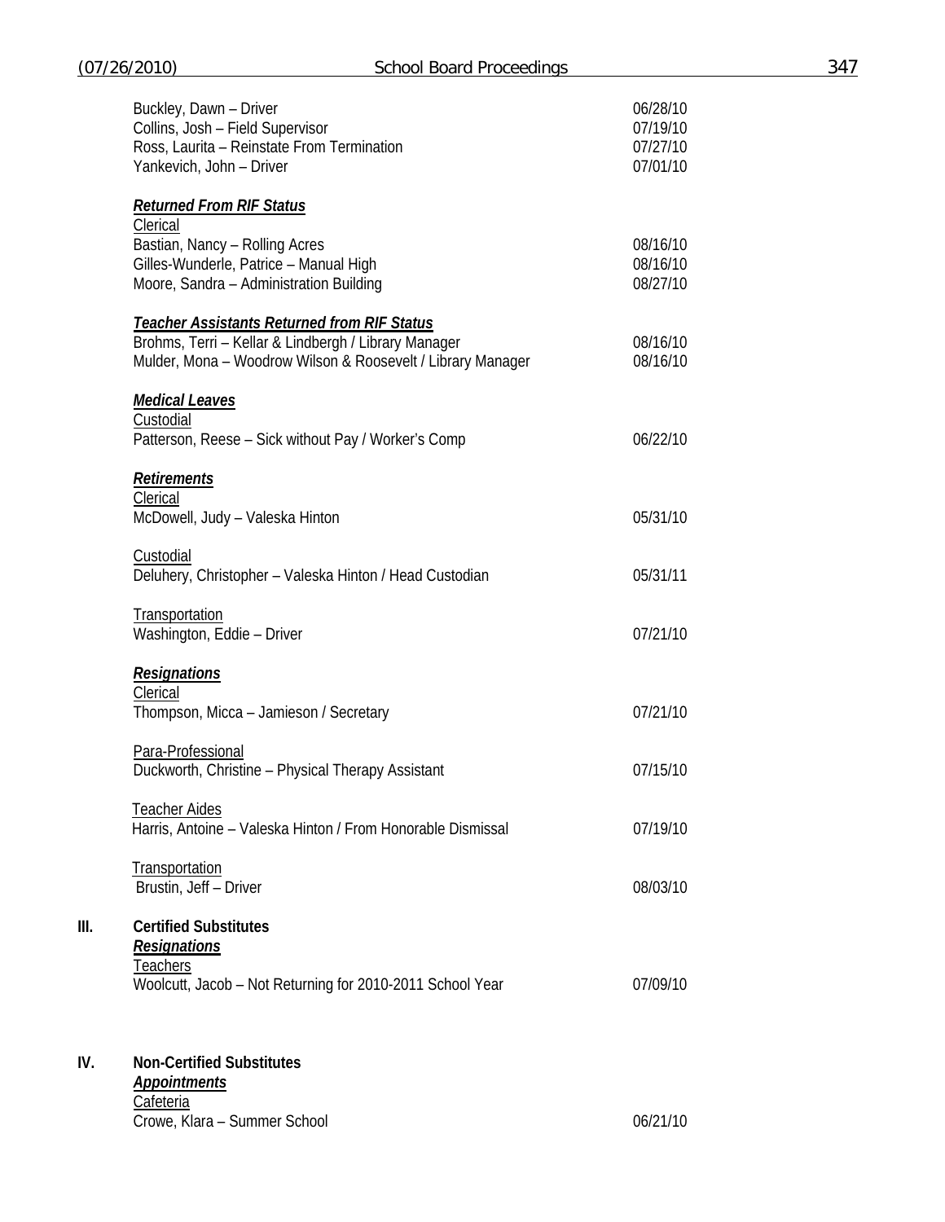Buckley, Dawn – Driver 06/28/10
Collins, Josh – Field Supervisor 07/19/10
Ross, Laurita – Reinstate From Termination 07/27/10
Yankevich, John – Driver 07/01/10

***Returned From RIF Status***

Clerical

Bastian, Nancy – Rolling Acres 08/16/10
Gilles-Wunderle, Patrice – Manual High 08/16/10
Moore, Sandra – Administration Building 08/27/10

***Teacher Assistants Returned from RIF Status***

Brohms, Terri – Kellar & Lindbergh / Library Manager 08/16/10
Mulder, Mona – Woodrow Wilson & Roosevelt / Library Manager 08/16/10

***Medical Leaves***

Custodial

Patterson, Reese – Sick without Pay / Worker's Comp 06/22/10

***Retirements***

Clerical

McDowell, Judy – Valeska Hinton 05/31/10

Custodial

Deluhery, Christopher – Valeska Hinton / Head Custodian 05/31/11

Transportation

Washington, Eddie – Driver 07/21/10

***Resignations***

Clerical

Thompson, Micca – Jamieson / Secretary 07/21/10

Para-Professional

Duckworth, Christine – Physical Therapy Assistant 07/15/10

Teacher Aides

Harris, Antoine – Valeska Hinton / From Honorable Dismissal 07/19/10

Transportation

Brustin, Jeff – Driver 08/03/10

**III. Certified Substitutes**

***Resignations***

Teachers

Woolcutt, Jacob – Not Returning for 2010-2011 School Year 07/09/10

**IV. Non-Certified Substitutes**

***Appointments***

Cafeteria

Crowe, Klara – Summer School 06/21/10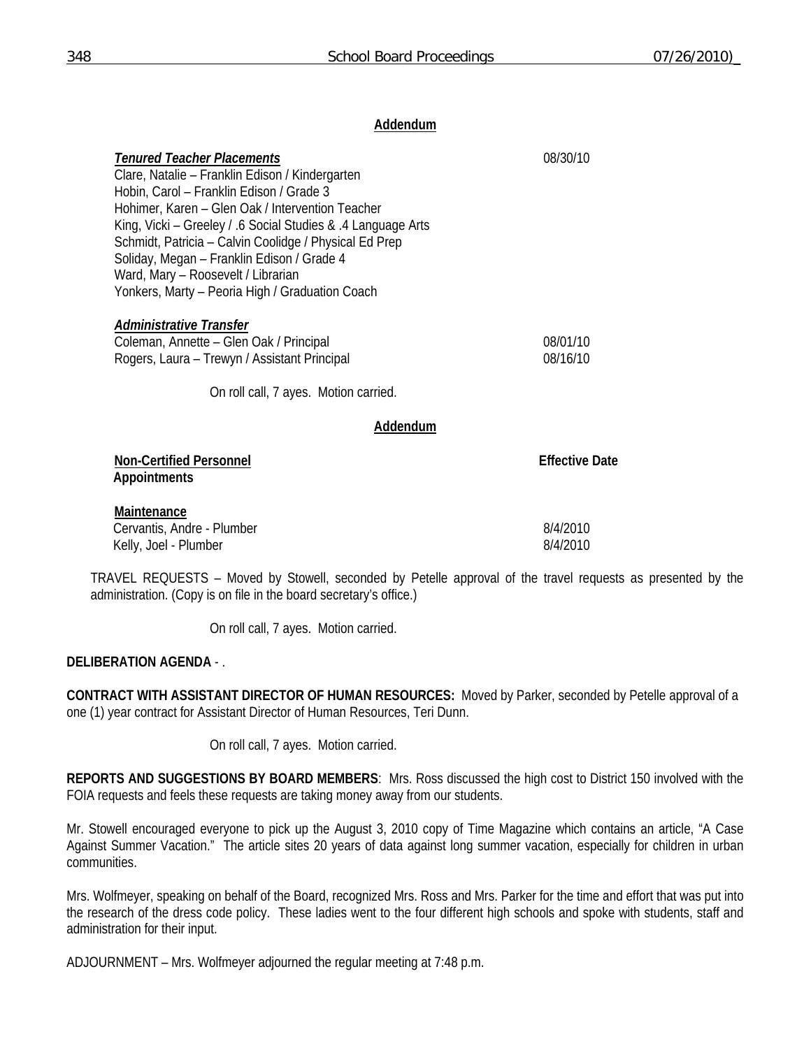**Addendum**

| | |
|---|---|
| ***Tenured Teacher Placements*** | 08/30/10 |
| Clare, Natalie – Franklin Edison / Kindergarten | |
| Hobin, Carol – Franklin Edison / Grade 3 | |
| Hohimer, Karen – Glen Oak / Intervention Teacher | |
| King, Vicki – Greeley / .6 Social Studies & .4 Language Arts | |
| Schmidt, Patricia – Calvin Coolidge / Physical Ed Prep | |
| Soliday, Megan – Franklin Edison / Grade 4 | |
| Ward, Mary – Roosevelt / Librarian | |
| Yonkers, Marty – Peoria High / Graduation Coach | |
| ***Administrative Transfer*** | |
| Coleman, Annette – Glen Oak / Principal | 08/01/10 |
| Rogers, Laura – Trewyn / Assistant Principal | 08/16/10 |

On roll call, 7 ayes. Motion carried.

**Addendum**

| **Non-Certified Personnel Appointments** | **Effective Date** |
|---|---|
| **Maintenance** | |
| Cervantis, Andre - Plumber | 8/4/2010 |
| Kelly, Joel - Plumber | 8/4/2010 |

TRAVEL REQUESTS – Moved by Stowell, seconded by Petelle approval of the travel requests as presented by the administration. (Copy is on file in the board secretary's office.)

On roll call, 7 ayes. Motion carried.

**DELIBERATION AGENDA** - .

**CONTRACT WITH ASSISTANT DIRECTOR OF HUMAN RESOURCES:** Moved by Parker, seconded by Petelle approval of a one (1) year contract for Assistant Director of Human Resources, Teri Dunn.

On roll call, 7 ayes. Motion carried.

**REPORTS AND SUGGESTIONS BY BOARD MEMBERS**: Mrs. Ross discussed the high cost to District 150 involved with the FOIA requests and feels these requests are taking money away from our students.

Mr. Stowell encouraged everyone to pick up the August 3, 2010 copy of Time Magazine which contains an article, "A Case Against Summer Vacation." The article sites 20 years of data against long summer vacation, especially for children in urban communities.

Mrs. Wolfmeyer, speaking on behalf of the Board, recognized Mrs. Ross and Mrs. Parker for the time and effort that was put into the research of the dress code policy. These ladies went to the four different high schools and spoke with students, staff and administration for their input.

ADJOURNMENT – Mrs. Wolfmeyer adjourned the regular meeting at 7:48 p.m.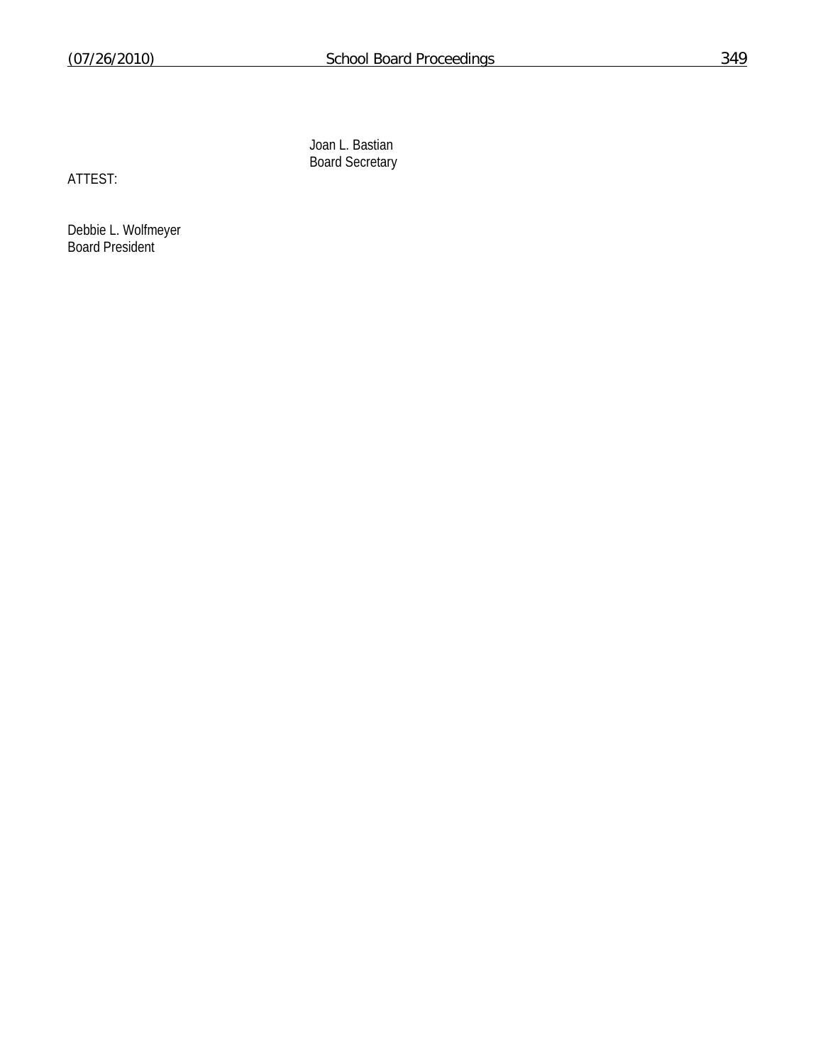Joan L. Bastian
Board Secretary

ATTEST:

Debbie L. Wolfmeyer
Board President